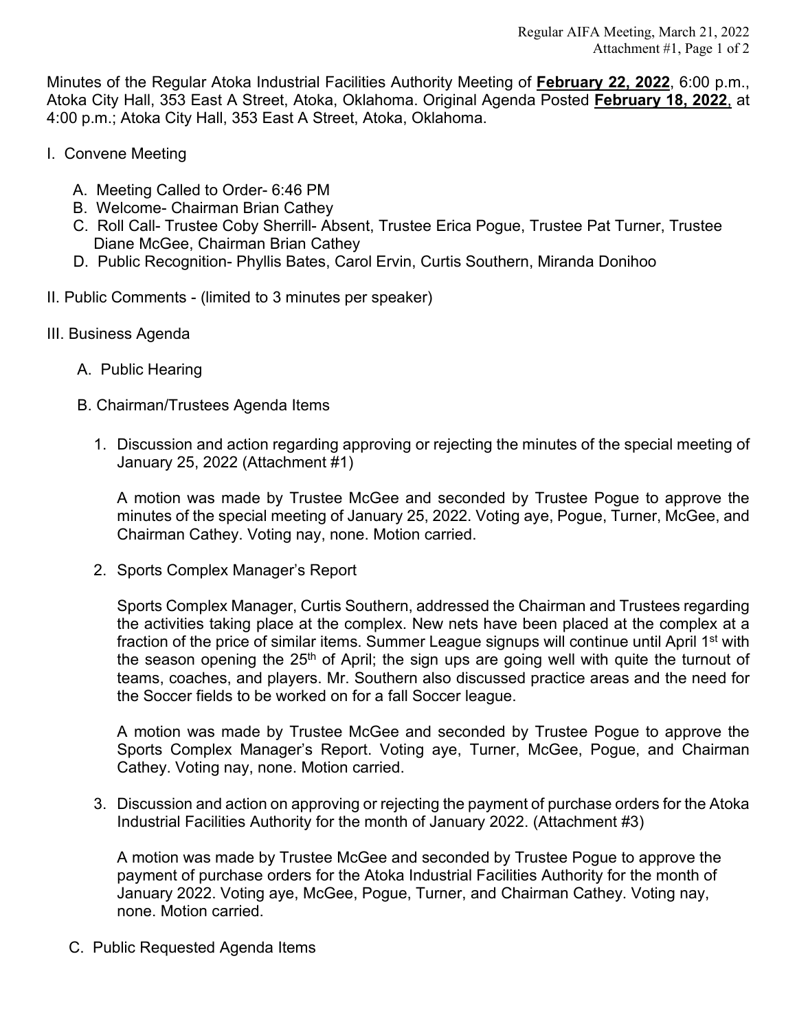Minutes of the Regular Atoka Industrial Facilities Authority Meeting of **February 22, 2022**, 6:00 p.m., Atoka City Hall, 353 East A Street, Atoka, Oklahoma. Original Agenda Posted **February 18, 2022**, at 4:00 p.m.; Atoka City Hall, 353 East A Street, Atoka, Oklahoma.

I. Convene Meeting

   A. Meeting Called to Order- 6:46 PM
   B. Welcome- Chairman Brian Cathey
   C. Roll Call- Trustee Coby Sherrill- Absent, Trustee Erica Pogue, Trustee Pat Turner, Trustee Diane McGee, Chairman Brian Cathey
   D. Public Recognition- Phyllis Bates, Carol Ervin, Curtis Southern, Miranda Donihoo

II. Public Comments - (limited to 3 minutes per speaker)

III. Business Agenda

   A. Public Hearing

   B. Chairman/Trustees Agenda Items

      1. Discussion and action regarding approving or rejecting the minutes of the special meeting of January 25, 2022 (Attachment #1)

         A motion was made by Trustee McGee and seconded by Trustee Pogue to approve the minutes of the special meeting of January 25, 2022. Voting aye, Pogue, Turner, McGee, and Chairman Cathey. Voting nay, none. Motion carried.

      2. Sports Complex Manager's Report

         Sports Complex Manager, Curtis Southern, addressed the Chairman and Trustees regarding the activities taking place at the complex. New nets have been placed at the complex at a fraction of the price of similar items. Summer League signups will continue until April 1st with the season opening the 25th of April; the sign ups are going well with quite the turnout of teams, coaches, and players. Mr. Southern also discussed practice areas and the need for the Soccer fields to be worked on for a fall Soccer league.

         A motion was made by Trustee McGee and seconded by Trustee Pogue to approve the Sports Complex Manager's Report. Voting aye, Turner, McGee, Pogue, and Chairman Cathey. Voting nay, none. Motion carried.

      3. Discussion and action on approving or rejecting the payment of purchase orders for the Atoka Industrial Facilities Authority for the month of January 2022. (Attachment #3)

         A motion was made by Trustee McGee and seconded by Trustee Pogue to approve the payment of purchase orders for the Atoka Industrial Facilities Authority for the month of January 2022. Voting aye, McGee, Pogue, Turner, and Chairman Cathey. Voting nay, none. Motion carried.

   C. Public Requested Agenda Items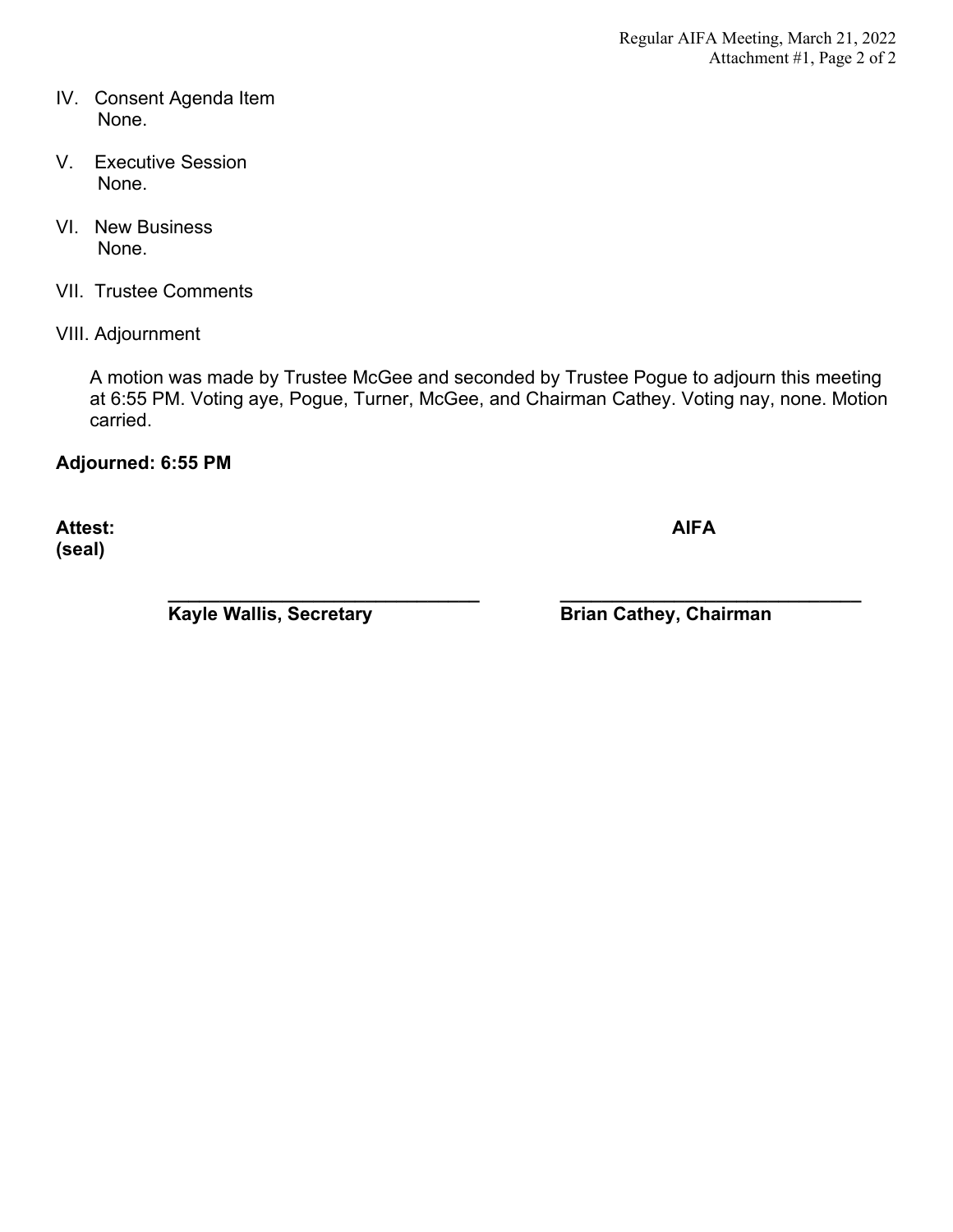IV. Consent Agenda Item
None.

V. Executive Session
None.

VI. New Business
None.

VII. Trustee Comments

VIII. Adjournment

A motion was made by Trustee McGee and seconded by Trustee Pogue to adjourn this meeting at 6:55 PM. Voting aye, Pogue, Turner, McGee, and Chairman Cathey. Voting nay, none. Motion carried.

**Adjourned: 6:55 PM**

**Attest:**
**(seal)**

**AIFA**

\_\_\_\_\_\_\_\_\_\_\_\_\_\_\_\_\_\_\_\_\_\_\_\_\_\_\_\_\_\_\_\_
**Kayle Wallis, Secretary**

\_\_\_\_\_\_\_\_\_\_\_\_\_\_\_\_\_\_\_\_\_\_\_\_\_\_\_\_\_\_\_\_
**Brian Cathey, Chairman**